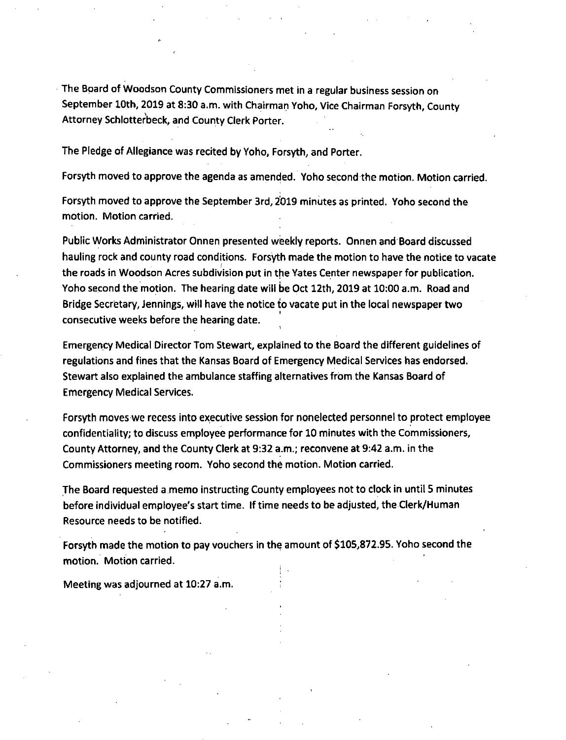The Board of Woodson County Commissioners met in a regular business session on September 10th, 2019 at 8:30 a.m. with Chairman Yoho, Vice Chairman Forsyth, County Attorney Schlotterbeck, and County Clerk Porter.

The Pledge of Allegiance was recited by Yoho, Forsyth, and Porter.

Forsyth moved to approve the agenda as amended. Yoho second the motion. Motion carried.

Forsyth moved to approve the September 3rd, 2019 minutes as printed. Yoho second the motion. Motion carried.

Public Works Administrator Onnen presented weekly reports. Onnen and Board discussed hauling rock and county road conditions. Forsyth made the motion to have the notice to vacate the roads in Woodson Acres subdivision put in the Yates Center newspaper for publication. Yoho second the motion. The hearing date will be Oct 12th, 2019 at 10:00 a.m. Road and Bridge Secretary, Jennings, will have the notice to vacate put in the local newspaper two consecutive weeks before the hearing date.

Emergency Medical Director Tom Stewart, explained to the Board the different guidelines of regulations and fines that the Kansas Board of Emergency Medical Services has endorsed. Stewart also explained the ambulance staffing alternatives from the Kansas Board of Emergency Medical Services.

Forsyth moves we recess into executive session for nonelected personnel to protect employee confidentiality; to discuss employee performance for 10 minutes with the Commissioners, County Attorney, and the County Clerk at 9:32 a.m.; reconvene at 9:42 a.m. in the Commissioners meeting room. Yoho second the motion. Motion carried.

The Board requested a memo instructing County employees not to clock in until 5 minutes before individual employee's start time. If time needs to be adjusted, the Clerk/Human Resource needs to be notified.

Forsyth made the motion to pay vouchers in the amount of $105,872.95. Yoho second the motion. Motion carried.

Meeting was adjourned at 10:27 a.m.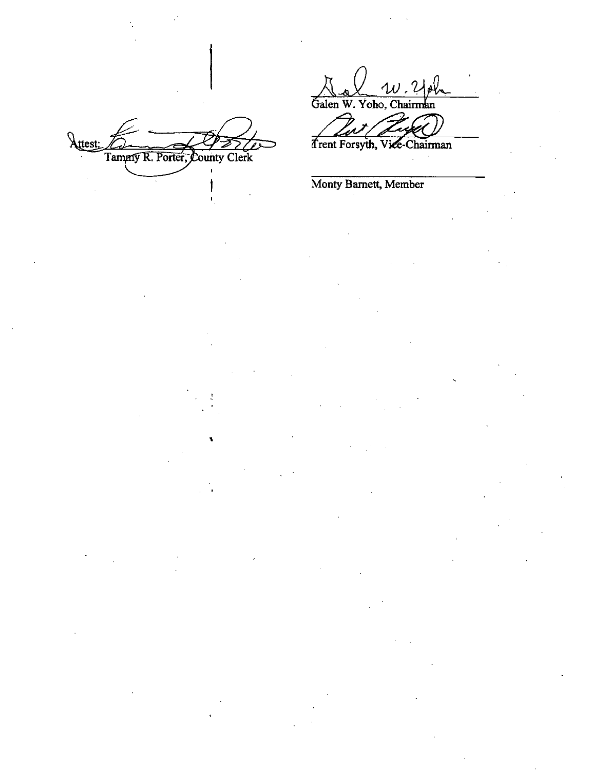Attest: Tammy R. Porter, County Clerk

Galen W. Yoho, Chairman

Trent Forsyth, Vice-Chairman

Monty Barnett, Member